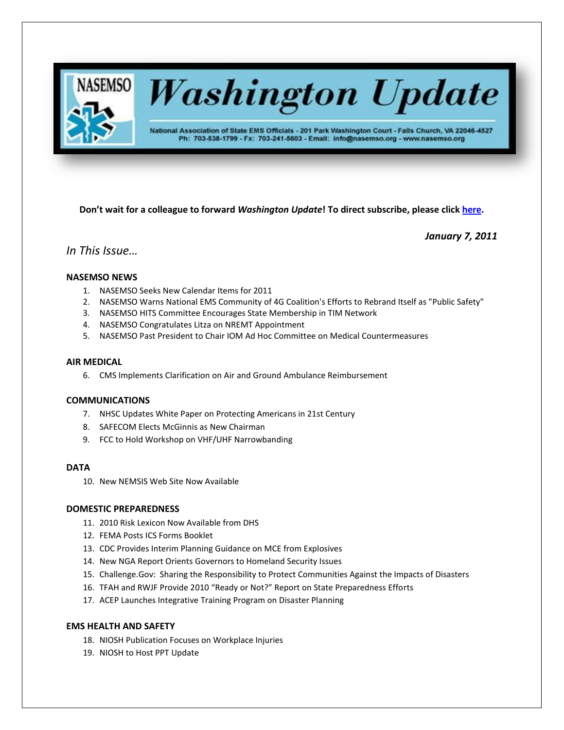# NASEMSO Washington Update

National Association of State EMS Officials - 201 Park Washington Court - Falls Church, VA 22046-4527
Ph: 703-538-1799 - Fx: 703-241-5603 - Email: info@nasemso.org - www.nasemso.org

**Don't wait for a colleague to forward *Washington Update*! To direct subscribe, please click here.**

***January 7, 2011***

*In This Issue…*

**NASEMSO NEWS**

1. NASEMSO Seeks New Calendar Items for 2011
2. NASEMSO Warns National EMS Community of 4G Coalition's Efforts to Rebrand Itself as "Public Safety"
3. NASEMSO HITS Committee Encourages State Membership in TIM Network
4. NASEMSO Congratulates Litza on NREMT Appointment
5. NASEMSO Past President to Chair IOM Ad Hoc Committee on Medical Countermeasures

**AIR MEDICAL**

6. CMS Implements Clarification on Air and Ground Ambulance Reimbursement

**COMMUNICATIONS**

7. NHSC Updates White Paper on Protecting Americans in 21st Century
8. SAFECOM Elects McGinnis as New Chairman
9. FCC to Hold Workshop on VHF/UHF Narrowbanding

**DATA**

10. New NEMSIS Web Site Now Available

**DOMESTIC PREPAREDNESS**

11. 2010 Risk Lexicon Now Available from DHS
12. FEMA Posts ICS Forms Booklet
13. CDC Provides Interim Planning Guidance on MCE from Explosives
14. New NGA Report Orients Governors to Homeland Security Issues
15. Challenge.Gov: Sharing the Responsibility to Protect Communities Against the Impacts of Disasters
16. TFAH and RWJF Provide 2010 "Ready or Not?" Report on State Preparedness Efforts
17. ACEP Launches Integrative Training Program on Disaster Planning

**EMS HEALTH AND SAFETY**

18. NIOSH Publication Focuses on Workplace Injuries
19. NIOSH to Host PPT Update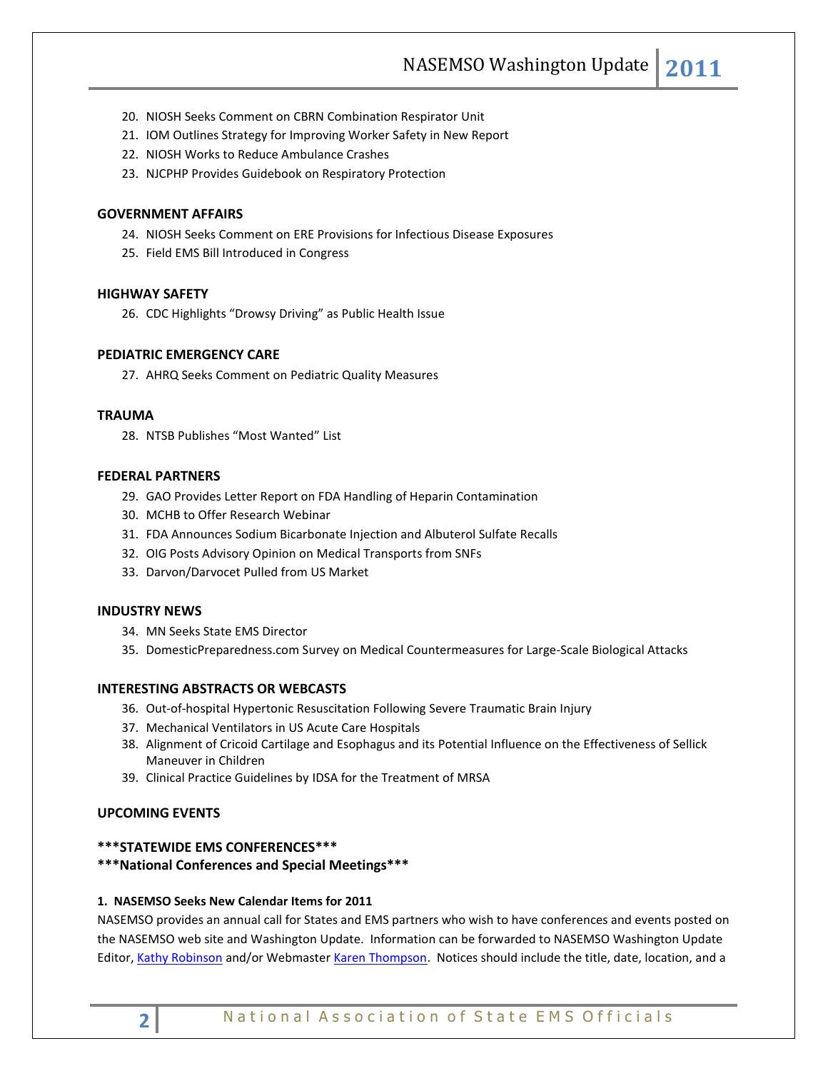20. NIOSH Seeks Comment on CBRN Combination Respirator Unit
21. IOM Outlines Strategy for Improving Worker Safety in New Report
22. NIOSH Works to Reduce Ambulance Crashes
23. NJCPHP Provides Guidebook on Respiratory Protection

**GOVERNMENT AFFAIRS**

24. NIOSH Seeks Comment on ERE Provisions for Infectious Disease Exposures
25. Field EMS Bill Introduced in Congress

**HIGHWAY SAFETY**

26. CDC Highlights "Drowsy Driving" as Public Health Issue

**PEDIATRIC EMERGENCY CARE**

27. AHRQ Seeks Comment on Pediatric Quality Measures

**TRAUMA**

28. NTSB Publishes "Most Wanted" List

**FEDERAL PARTNERS**

29. GAO Provides Letter Report on FDA Handling of Heparin Contamination
30. MCHB to Offer Research Webinar
31. FDA Announces Sodium Bicarbonate Injection and Albuterol Sulfate Recalls
32. OIG Posts Advisory Opinion on Medical Transports from SNFs
33. Darvon/Darvocet Pulled from US Market

**INDUSTRY NEWS**

34. MN Seeks State EMS Director
35. DomesticPreparedness.com Survey on Medical Countermeasures for Large-Scale Biological Attacks

**INTERESTING ABSTRACTS OR WEBCASTS**

36. Out-of-hospital Hypertonic Resuscitation Following Severe Traumatic Brain Injury
37. Mechanical Ventilators in US Acute Care Hospitals
38. Alignment of Cricoid Cartilage and Esophagus and its Potential Influence on the Effectiveness of Sellick Maneuver in Children
39. Clinical Practice Guidelines by IDSA for the Treatment of MRSA

**UPCOMING EVENTS**

**\*\*\*STATEWIDE EMS CONFERENCES\*\*\***

**\*\*\*National Conferences and Special Meetings\*\*\***

#### 1. NASEMSO Seeks New Calendar Items for 2011

NASEMSO provides an annual call for States and EMS partners who wish to have conferences and events posted on the NASEMSO web site and Washington Update. Information can be forwarded to NASEMSO Washington Update Editor, Kathy Robinson and/or Webmaster Karen Thompson. Notices should include the title, date, location, and a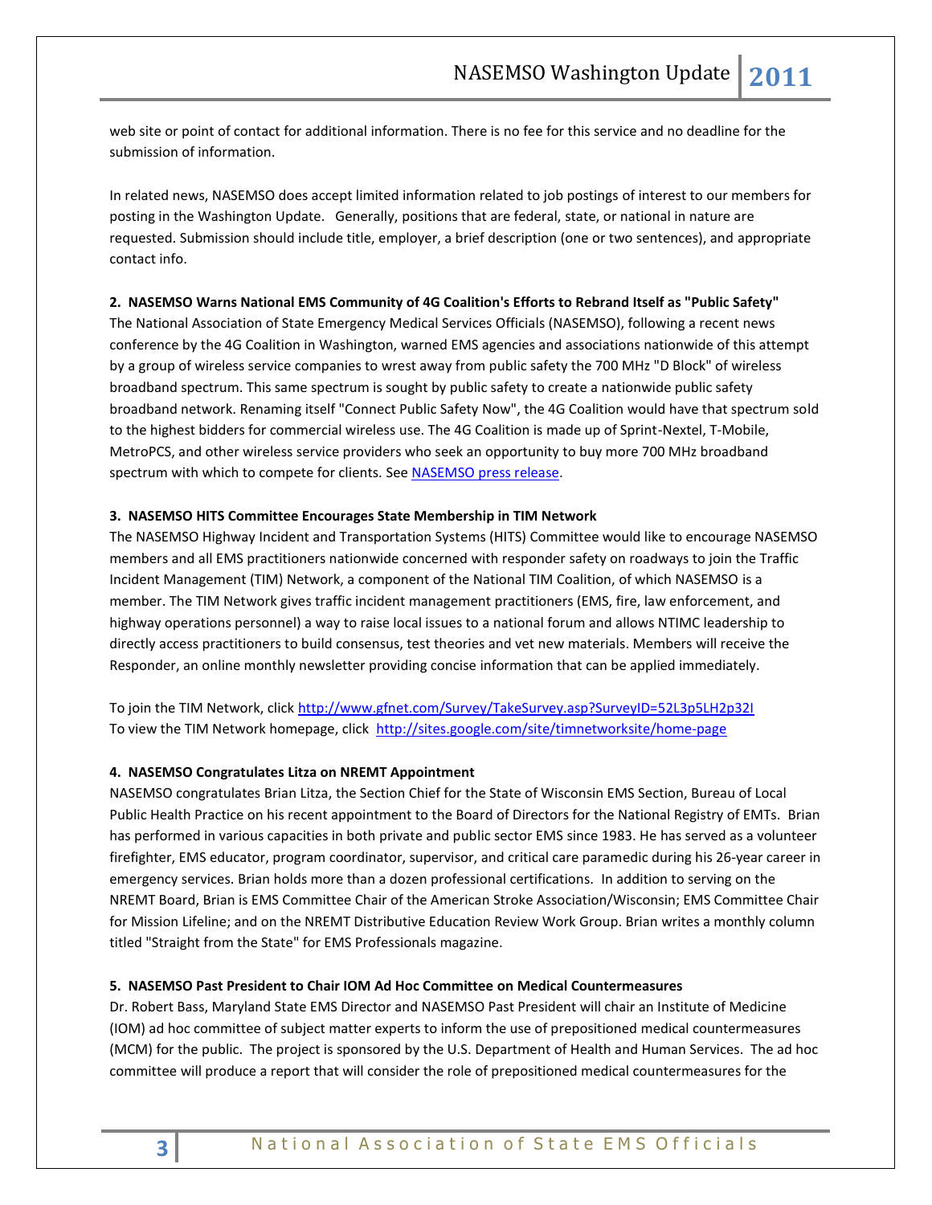web site or point of contact for additional information. There is no fee for this service and no deadline for the submission of information.

In related news, NASEMSO does accept limited information related to job postings of interest to our members for posting in the Washington Update. Generally, positions that are federal, state, or national in nature are requested. Submission should include title, employer, a brief description (one or two sentences), and appropriate contact info.

**2. NASEMSO Warns National EMS Community of 4G Coalition's Efforts to Rebrand Itself as "Public Safety"**

The National Association of State Emergency Medical Services Officials (NASEMSO), following a recent news conference by the 4G Coalition in Washington, warned EMS agencies and associations nationwide of this attempt by a group of wireless service companies to wrest away from public safety the 700 MHz "D Block" of wireless broadband spectrum. This same spectrum is sought by public safety to create a nationwide public safety broadband network. Renaming itself "Connect Public Safety Now", the 4G Coalition would have that spectrum sold to the highest bidders for commercial wireless use. The 4G Coalition is made up of Sprint-Nextel, T-Mobile, MetroPCS, and other wireless service providers who seek an opportunity to buy more 700 MHz broadband spectrum with which to compete for clients. See NASEMSO press release.

**3. NASEMSO HITS Committee Encourages State Membership in TIM Network**

The NASEMSO Highway Incident and Transportation Systems (HITS) Committee would like to encourage NASEMSO members and all EMS practitioners nationwide concerned with responder safety on roadways to join the Traffic Incident Management (TIM) Network, a component of the National TIM Coalition, of which NASEMSO is a member. The TIM Network gives traffic incident management practitioners (EMS, fire, law enforcement, and highway operations personnel) a way to raise local issues to a national forum and allows NTIMC leadership to directly access practitioners to build consensus, test theories and vet new materials. Members will receive the Responder, an online monthly newsletter providing concise information that can be applied immediately.

To join the TIM Network, click http://www.gfnet.com/Survey/TakeSurvey.asp?SurveyID=52L3p5LH2p32I
To view the TIM Network homepage, click http://sites.google.com/site/timnetworksite/home-page

**4. NASEMSO Congratulates Litza on NREMT Appointment**

NASEMSO congratulates Brian Litza, the Section Chief for the State of Wisconsin EMS Section, Bureau of Local Public Health Practice on his recent appointment to the Board of Directors for the National Registry of EMTs. Brian has performed in various capacities in both private and public sector EMS since 1983. He has served as a volunteer firefighter, EMS educator, program coordinator, supervisor, and critical care paramedic during his 26-year career in emergency services. Brian holds more than a dozen professional certifications. In addition to serving on the NREMT Board, Brian is EMS Committee Chair of the American Stroke Association/Wisconsin; EMS Committee Chair for Mission Lifeline; and on the NREMT Distributive Education Review Work Group. Brian writes a monthly column titled "Straight from the State" for EMS Professionals magazine.

**5. NASEMSO Past President to Chair IOM Ad Hoc Committee on Medical Countermeasures**

Dr. Robert Bass, Maryland State EMS Director and NASEMSO Past President will chair an Institute of Medicine (IOM) ad hoc committee of subject matter experts to inform the use of prepositioned medical countermeasures (MCM) for the public. The project is sponsored by the U.S. Department of Health and Human Services. The ad hoc committee will produce a report that will consider the role of prepositioned medical countermeasures for the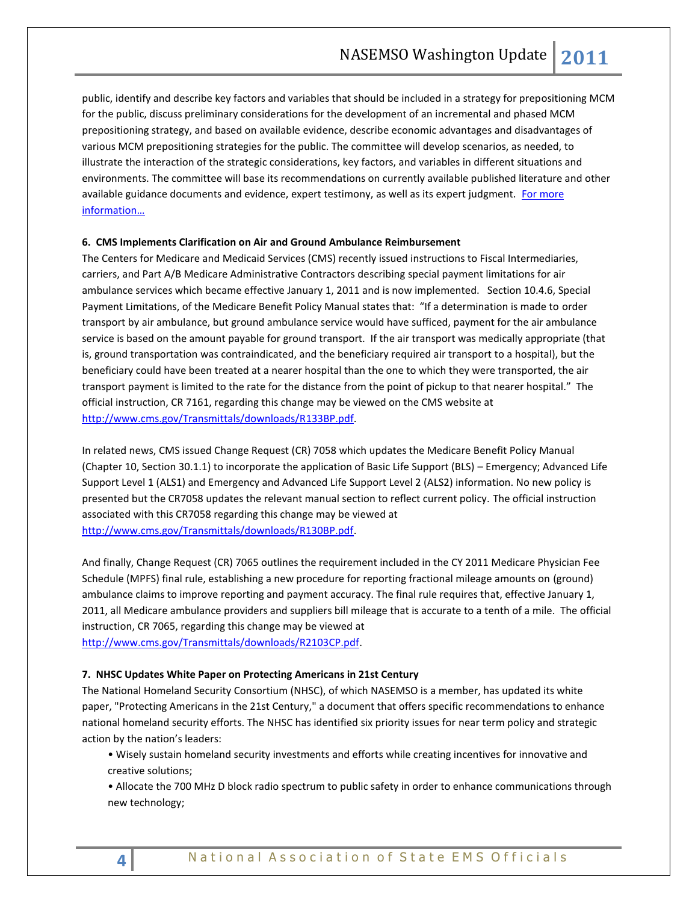public, identify and describe key factors and variables that should be included in a strategy for prepositioning MCM for the public, discuss preliminary considerations for the development of an incremental and phased MCM prepositioning strategy, and based on available evidence, describe economic advantages and disadvantages of various MCM prepositioning strategies for the public. The committee will develop scenarios, as needed, to illustrate the interaction of the strategic considerations, key factors, and variables in different situations and environments. The committee will base its recommendations on currently available published literature and other available guidance documents and evidence, expert testimony, as well as its expert judgment. [For more information…]()

**6. CMS Implements Clarification on Air and Ground Ambulance Reimbursement**

The Centers for Medicare and Medicaid Services (CMS) recently issued instructions to Fiscal Intermediaries, carriers, and Part A/B Medicare Administrative Contractors describing special payment limitations for air ambulance services which became effective January 1, 2011 and is now implemented. Section 10.4.6, Special Payment Limitations, of the Medicare Benefit Policy Manual states that: "If a determination is made to order transport by air ambulance, but ground ambulance service would have sufficed, payment for the air ambulance service is based on the amount payable for ground transport. If the air transport was medically appropriate (that is, ground transportation was contraindicated, and the beneficiary required air transport to a hospital), but the beneficiary could have been treated at a nearer hospital than the one to which they were transported, the air transport payment is limited to the rate for the distance from the point of pickup to that nearer hospital." The official instruction, CR 7161, regarding this change may be viewed on the CMS website at http://www.cms.gov/Transmittals/downloads/R133BP.pdf.

In related news, CMS issued Change Request (CR) 7058 which updates the Medicare Benefit Policy Manual (Chapter 10, Section 30.1.1) to incorporate the application of Basic Life Support (BLS) – Emergency; Advanced Life Support Level 1 (ALS1) and Emergency and Advanced Life Support Level 2 (ALS2) information. No new policy is presented but the CR7058 updates the relevant manual section to reflect current policy. The official instruction associated with this CR7058 regarding this change may be viewed at http://www.cms.gov/Transmittals/downloads/R130BP.pdf.

And finally, Change Request (CR) 7065 outlines the requirement included in the CY 2011 Medicare Physician Fee Schedule (MPFS) final rule, establishing a new procedure for reporting fractional mileage amounts on (ground) ambulance claims to improve reporting and payment accuracy. The final rule requires that, effective January 1, 2011, all Medicare ambulance providers and suppliers bill mileage that is accurate to a tenth of a mile. The official instruction, CR 7065, regarding this change may be viewed at http://www.cms.gov/Transmittals/downloads/R2103CP.pdf.

**7. NHSC Updates White Paper on Protecting Americans in 21st Century**

The National Homeland Security Consortium (NHSC), of which NASEMSO is a member, has updated its white paper, "Protecting Americans in the 21st Century," a document that offers specific recommendations to enhance national homeland security efforts. The NHSC has identified six priority issues for near term policy and strategic action by the nation's leaders:

- Wisely sustain homeland security investments and efforts while creating incentives for innovative and creative solutions;
- Allocate the 700 MHz D block radio spectrum to public safety in order to enhance communications through new technology;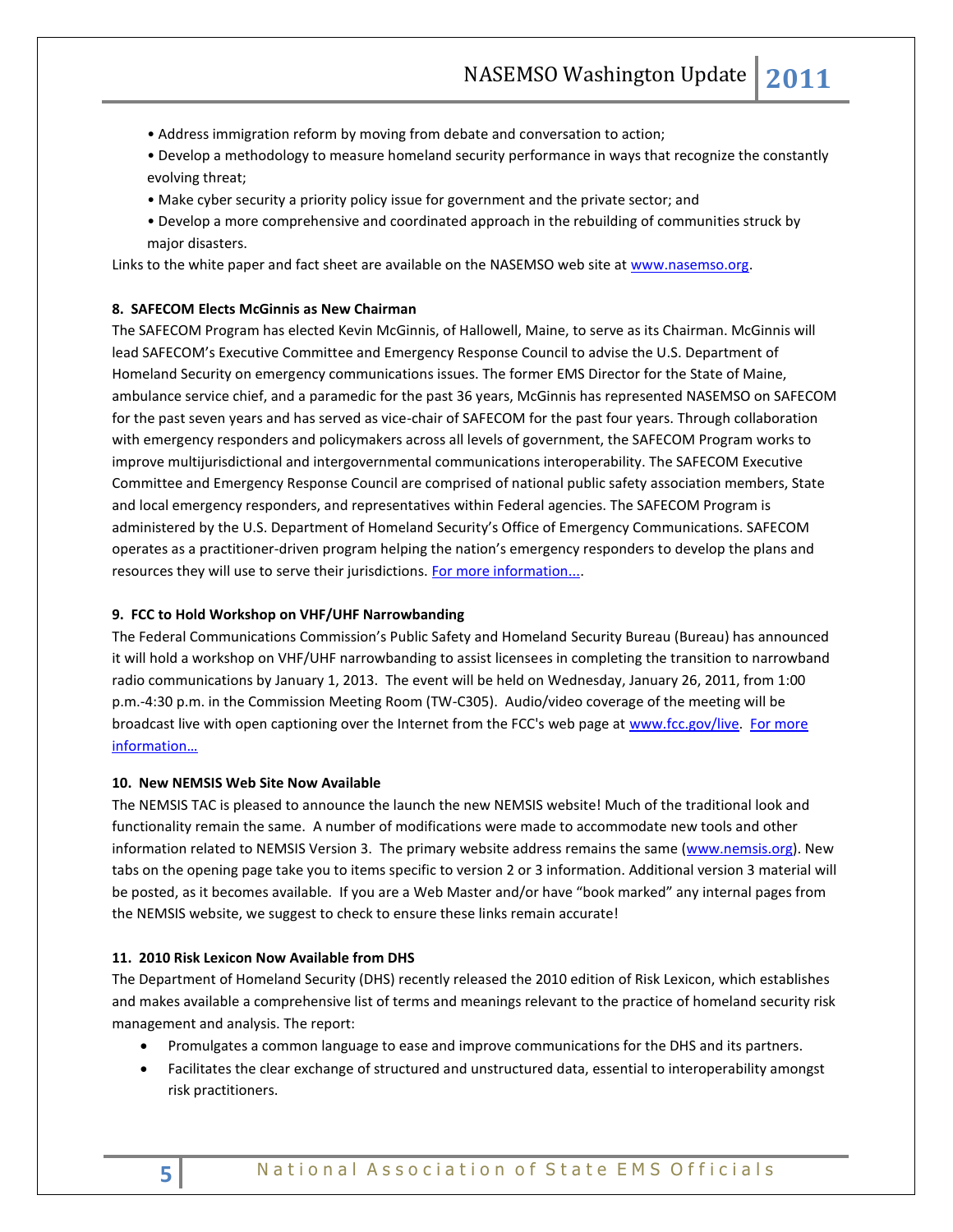- Address immigration reform by moving from debate and conversation to action;
- Develop a methodology to measure homeland security performance in ways that recognize the constantly evolving threat;
- Make cyber security a priority policy issue for government and the private sector; and
- Develop a more comprehensive and coordinated approach in the rebuilding of communities struck by major disasters.

Links to the white paper and fact sheet are available on the NASEMSO web site at www.nasemso.org.

**8. SAFECOM Elects McGinnis as New Chairman**

The SAFECOM Program has elected Kevin McGinnis, of Hallowell, Maine, to serve as its Chairman. McGinnis will lead SAFECOM's Executive Committee and Emergency Response Council to advise the U.S. Department of Homeland Security on emergency communications issues. The former EMS Director for the State of Maine, ambulance service chief, and a paramedic for the past 36 years, McGinnis has represented NASEMSO on SAFECOM for the past seven years and has served as vice-chair of SAFECOM for the past four years. Through collaboration with emergency responders and policymakers across all levels of government, the SAFECOM Program works to improve multijurisdictional and intergovernmental communications interoperability. The SAFECOM Executive Committee and Emergency Response Council are comprised of national public safety association members, State and local emergency responders, and representatives within Federal agencies. The SAFECOM Program is administered by the U.S. Department of Homeland Security's Office of Emergency Communications. SAFECOM operates as a practitioner-driven program helping the nation's emergency responders to develop the plans and resources they will use to serve their jurisdictions. For more information....

**9. FCC to Hold Workshop on VHF/UHF Narrowbanding**

The Federal Communications Commission's Public Safety and Homeland Security Bureau (Bureau) has announced it will hold a workshop on VHF/UHF narrowbanding to assist licensees in completing the transition to narrowband radio communications by January 1, 2013. The event will be held on Wednesday, January 26, 2011, from 1:00 p.m.-4:30 p.m. in the Commission Meeting Room (TW-C305). Audio/video coverage of the meeting will be broadcast live with open captioning over the Internet from the FCC's web page at www.fcc.gov/live. For more information…

**10. New NEMSIS Web Site Now Available**

The NEMSIS TAC is pleased to announce the launch the new NEMSIS website! Much of the traditional look and functionality remain the same. A number of modifications were made to accommodate new tools and other information related to NEMSIS Version 3. The primary website address remains the same (www.nemsis.org). New tabs on the opening page take you to items specific to version 2 or 3 information. Additional version 3 material will be posted, as it becomes available. If you are a Web Master and/or have "book marked" any internal pages from the NEMSIS website, we suggest to check to ensure these links remain accurate!

**11. 2010 Risk Lexicon Now Available from DHS**

The Department of Homeland Security (DHS) recently released the 2010 edition of Risk Lexicon, which establishes and makes available a comprehensive list of terms and meanings relevant to the practice of homeland security risk management and analysis. The report:

- Promulgates a common language to ease and improve communications for the DHS and its partners.
- Facilitates the clear exchange of structured and unstructured data, essential to interoperability amongst risk practitioners.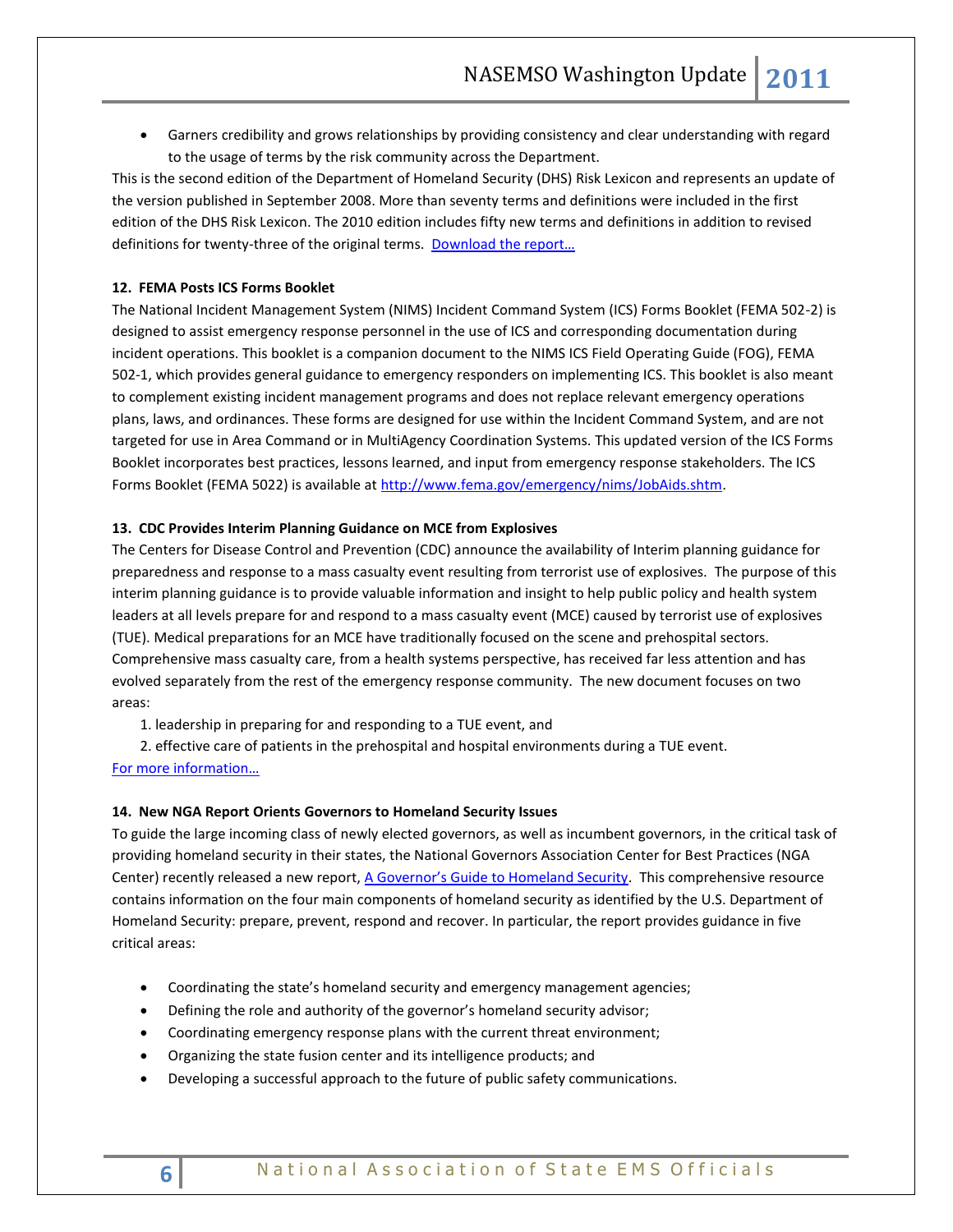- Garners credibility and grows relationships by providing consistency and clear understanding with regard to the usage of terms by the risk community across the Department.

This is the second edition of the Department of Homeland Security (DHS) Risk Lexicon and represents an update of the version published in September 2008. More than seventy terms and definitions were included in the first edition of the DHS Risk Lexicon. The 2010 edition includes fifty new terms and definitions in addition to revised definitions for twenty-three of the original terms. [Download the report…]()

**12. FEMA Posts ICS Forms Booklet**

The National Incident Management System (NIMS) Incident Command System (ICS) Forms Booklet (FEMA 502-2) is designed to assist emergency response personnel in the use of ICS and corresponding documentation during incident operations. This booklet is a companion document to the NIMS ICS Field Operating Guide (FOG), FEMA 502-1, which provides general guidance to emergency responders on implementing ICS. This booklet is also meant to complement existing incident management programs and does not replace relevant emergency operations plans, laws, and ordinances. These forms are designed for use within the Incident Command System, and are not targeted for use in Area Command or in MultiAgency Coordination Systems. This updated version of the ICS Forms Booklet incorporates best practices, lessons learned, and input from emergency response stakeholders. The ICS Forms Booklet (FEMA 5022) is available at [http://www.fema.gov/emergency/nims/JobAids.shtm](http://www.fema.gov/emergency/nims/JobAids.shtm).

**13. CDC Provides Interim Planning Guidance on MCE from Explosives**

The Centers for Disease Control and Prevention (CDC) announce the availability of Interim planning guidance for preparedness and response to a mass casualty event resulting from terrorist use of explosives. The purpose of this interim planning guidance is to provide valuable information and insight to help public policy and health system leaders at all levels prepare for and respond to a mass casualty event (MCE) caused by terrorist use of explosives (TUE). Medical preparations for an MCE have traditionally focused on the scene and prehospital sectors. Comprehensive mass casualty care, from a health systems perspective, has received far less attention and has evolved separately from the rest of the emergency response community. The new document focuses on two areas:

1. leadership in preparing for and responding to a TUE event, and
2. effective care of patients in the prehospital and hospital environments during a TUE event.

[For more information…]()

**14. New NGA Report Orients Governors to Homeland Security Issues**

To guide the large incoming class of newly elected governors, as well as incumbent governors, in the critical task of providing homeland security in their states, the National Governors Association Center for Best Practices (NGA Center) recently released a new report, [A Governor's Guide to Homeland Security](). This comprehensive resource contains information on the four main components of homeland security as identified by the U.S. Department of Homeland Security: prepare, prevent, respond and recover. In particular, the report provides guidance in five critical areas:

- Coordinating the state's homeland security and emergency management agencies;
- Defining the role and authority of the governor's homeland security advisor;
- Coordinating emergency response plans with the current threat environment;
- Organizing the state fusion center and its intelligence products; and
- Developing a successful approach to the future of public safety communications.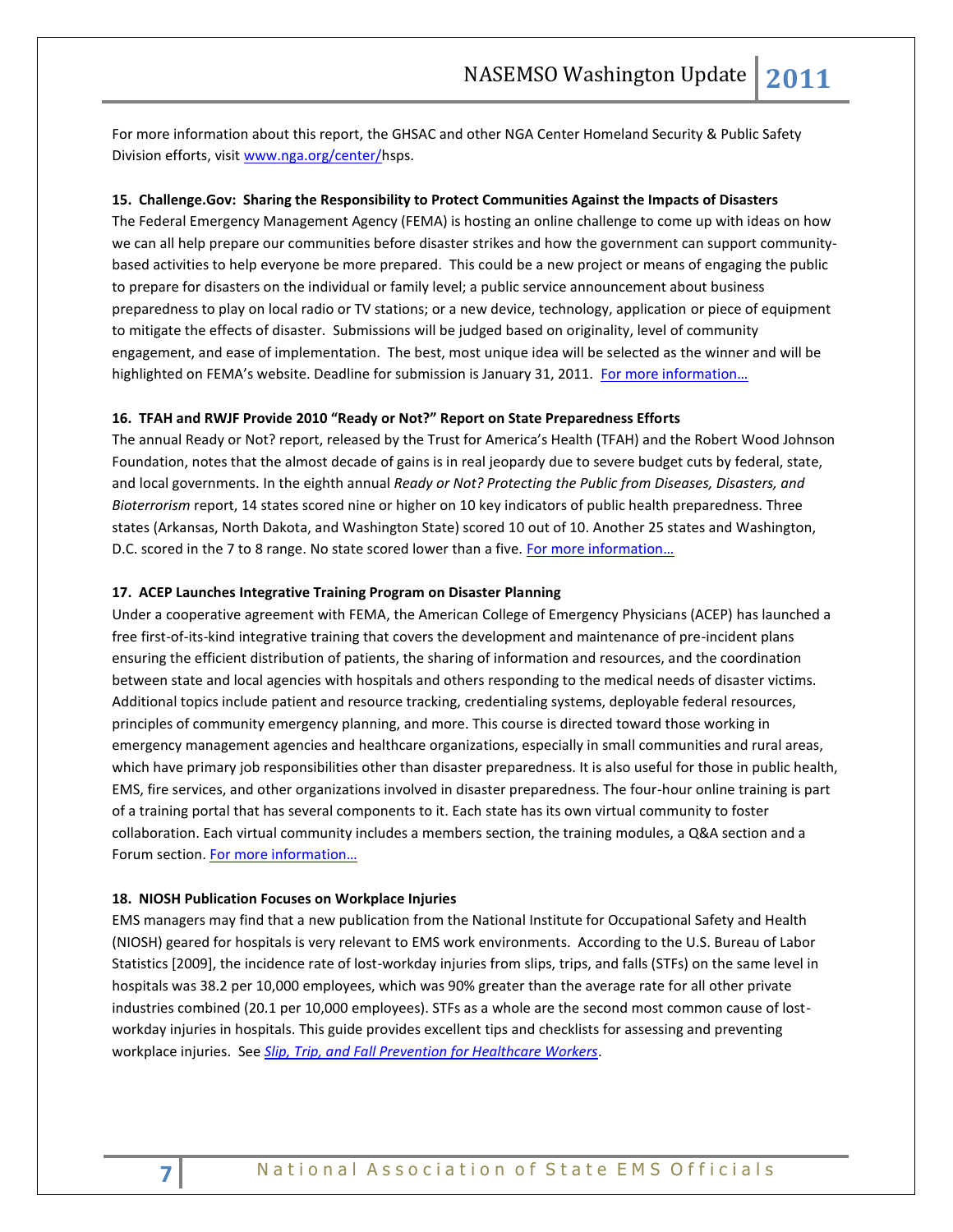For more information about this report, the GHSAC and other NGA Center Homeland Security & Public Safety Division efforts, visit [www.nga.org/center/](www.nga.org/center/)hsps.

**15. Challenge.Gov: Sharing the Responsibility to Protect Communities Against the Impacts of Disasters**

The Federal Emergency Management Agency (FEMA) is hosting an online challenge to come up with ideas on how we can all help prepare our communities before disaster strikes and how the government can support community-based activities to help everyone be more prepared. This could be a new project or means of engaging the public to prepare for disasters on the individual or family level; a public service announcement about business preparedness to play on local radio or TV stations; or a new device, technology, application or piece of equipment to mitigate the effects of disaster. Submissions will be judged based on originality, level of community engagement, and ease of implementation. The best, most unique idea will be selected as the winner and will be highlighted on FEMA's website. Deadline for submission is January 31, 2011. For more information…

**16. TFAH and RWJF Provide 2010 "Ready or Not?" Report on State Preparedness Efforts**

The annual Ready or Not? report, released by the Trust for America's Health (TFAH) and the Robert Wood Johnson Foundation, notes that the almost decade of gains is in real jeopardy due to severe budget cuts by federal, state, and local governments. In the eighth annual *Ready or Not? Protecting the Public from Diseases, Disasters, and Bioterrorism* report, 14 states scored nine or higher on 10 key indicators of public health preparedness. Three states (Arkansas, North Dakota, and Washington State) scored 10 out of 10. Another 25 states and Washington, D.C. scored in the 7 to 8 range. No state scored lower than a five. For more information…

**17. ACEP Launches Integrative Training Program on Disaster Planning**

Under a cooperative agreement with FEMA, the American College of Emergency Physicians (ACEP) has launched a free first-of-its-kind integrative training that covers the development and maintenance of pre-incident plans ensuring the efficient distribution of patients, the sharing of information and resources, and the coordination between state and local agencies with hospitals and others responding to the medical needs of disaster victims. Additional topics include patient and resource tracking, credentialing systems, deployable federal resources, principles of community emergency planning, and more. This course is directed toward those working in emergency management agencies and healthcare organizations, especially in small communities and rural areas, which have primary job responsibilities other than disaster preparedness. It is also useful for those in public health, EMS, fire services, and other organizations involved in disaster preparedness. The four-hour online training is part of a training portal that has several components to it. Each state has its own virtual community to foster collaboration. Each virtual community includes a members section, the training modules, a Q&A section and a Forum section. For more information…

**18. NIOSH Publication Focuses on Workplace Injuries**

EMS managers may find that a new publication from the National Institute for Occupational Safety and Health (NIOSH) geared for hospitals is very relevant to EMS work environments. According to the U.S. Bureau of Labor Statistics [2009], the incidence rate of lost-workday injuries from slips, trips, and falls (STFs) on the same level in hospitals was 38.2 per 10,000 employees, which was 90% greater than the average rate for all other private industries combined (20.1 per 10,000 employees). STFs as a whole are the second most common cause of lost-workday injuries in hospitals. This guide provides excellent tips and checklists for assessing and preventing workplace injuries. See *Slip, Trip, and Fall Prevention for Healthcare Workers*.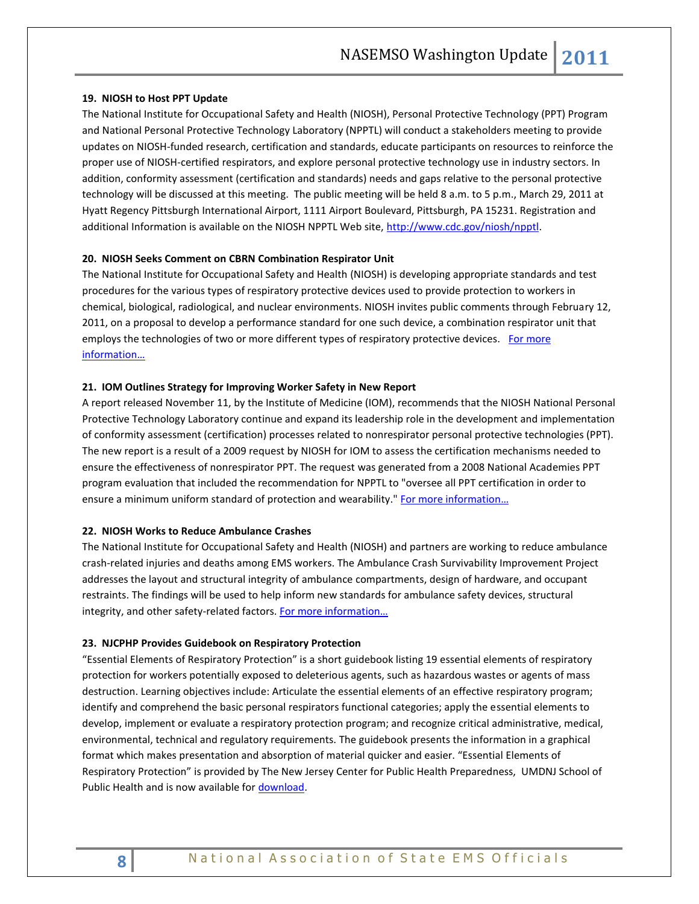### 19. NIOSH to Host PPT Update

The National Institute for Occupational Safety and Health (NIOSH), Personal Protective Technology (PPT) Program and National Personal Protective Technology Laboratory (NPPTL) will conduct a stakeholders meeting to provide updates on NIOSH-funded research, certification and standards, educate participants on resources to reinforce the proper use of NIOSH-certified respirators, and explore personal protective technology use in industry sectors. In addition, conformity assessment (certification and standards) needs and gaps relative to the personal protective technology will be discussed at this meeting. The public meeting will be held 8 a.m. to 5 p.m., March 29, 2011 at Hyatt Regency Pittsburgh International Airport, 1111 Airport Boulevard, Pittsburgh, PA 15231. Registration and additional Information is available on the NIOSH NPPTL Web site, [http://www.cdc.gov/niosh/npptl](http://www.cdc.gov/niosh/npptl).

### 20. NIOSH Seeks Comment on CBRN Combination Respirator Unit

The National Institute for Occupational Safety and Health (NIOSH) is developing appropriate standards and test procedures for the various types of respiratory protective devices used to provide protection to workers in chemical, biological, radiological, and nuclear environments. NIOSH invites public comments through February 12, 2011, on a proposal to develop a performance standard for one such device, a combination respirator unit that employs the technologies of two or more different types of respiratory protective devices. For more information…

### 21. IOM Outlines Strategy for Improving Worker Safety in New Report

A report released November 11, by the Institute of Medicine (IOM), recommends that the NIOSH National Personal Protective Technology Laboratory continue and expand its leadership role in the development and implementation of conformity assessment (certification) processes related to nonrespirator personal protective technologies (PPT). The new report is a result of a 2009 request by NIOSH for IOM to assess the certification mechanisms needed to ensure the effectiveness of nonrespirator PPT. The request was generated from a 2008 National Academies PPT program evaluation that included the recommendation for NPPTL to "oversee all PPT certification in order to ensure a minimum uniform standard of protection and wearability." For more information…

### 22. NIOSH Works to Reduce Ambulance Crashes

The National Institute for Occupational Safety and Health (NIOSH) and partners are working to reduce ambulance crash-related injuries and deaths among EMS workers. The Ambulance Crash Survivability Improvement Project addresses the layout and structural integrity of ambulance compartments, design of hardware, and occupant restraints. The findings will be used to help inform new standards for ambulance safety devices, structural integrity, and other safety-related factors. For more information…

### 23. NJCPHP Provides Guidebook on Respiratory Protection

"Essential Elements of Respiratory Protection" is a short guidebook listing 19 essential elements of respiratory protection for workers potentially exposed to deleterious agents, such as hazardous wastes or agents of mass destruction. Learning objectives include: Articulate the essential elements of an effective respiratory program; identify and comprehend the basic personal respirators functional categories; apply the essential elements to develop, implement or evaluate a respiratory protection program; and recognize critical administrative, medical, environmental, technical and regulatory requirements. The guidebook presents the information in a graphical format which makes presentation and absorption of material quicker and easier. "Essential Elements of Respiratory Protection" is provided by The New Jersey Center for Public Health Preparedness, UMDNJ School of Public Health and is now available for download.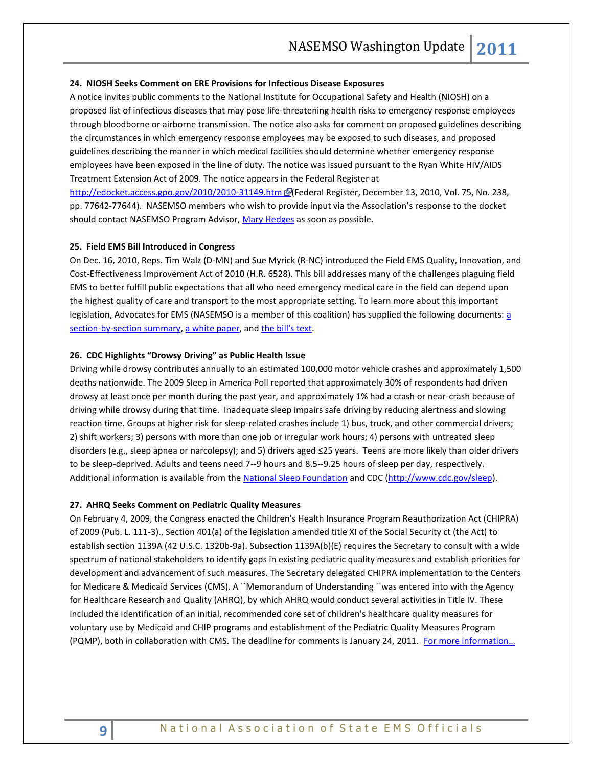**24. NIOSH Seeks Comment on ERE Provisions for Infectious Disease Exposures**

A notice invites public comments to the National Institute for Occupational Safety and Health (NIOSH) on a proposed list of infectious diseases that may pose life-threatening health risks to emergency response employees through bloodborne or airborne transmission. The notice also asks for comment on proposed guidelines describing the circumstances in which emergency response employees may be exposed to such diseases, and proposed guidelines describing the manner in which medical facilities should determine whether emergency response employees have been exposed in the line of duty. The notice was issued pursuant to the Ryan White HIV/AIDS Treatment Extension Act of 2009. The notice appears in the Federal Register at [http://edocket.access.gpo.gov/2010/2010-31149.htm](http://edocket.access.gpo.gov/2010/2010-31149.htm) (Federal Register, December 13, 2010, Vol. 75, No. 238, pp. 77642-77644). NASEMSO members who wish to provide input via the Association's response to the docket should contact NASEMSO Program Advisor, [Mary Hedges](#) as soon as possible.

**25. Field EMS Bill Introduced in Congress**

On Dec. 16, 2010, Reps. Tim Walz (D-MN) and Sue Myrick (R-NC) introduced the Field EMS Quality, Innovation, and Cost-Effectiveness Improvement Act of 2010 (H.R. 6528). This bill addresses many of the challenges plaguing field EMS to better fulfill public expectations that all who need emergency medical care in the field can depend upon the highest quality of care and transport to the most appropriate setting. To learn more about this important legislation, Advocates for EMS (NASEMSO is a member of this coalition) has supplied the following documents: [a section-by-section summary](#), [a white paper](#), and [the bill's text](#).

**26. CDC Highlights "Drowsy Driving" as Public Health Issue**

Driving while drowsy contributes annually to an estimated 100,000 motor vehicle crashes and approximately 1,500 deaths nationwide. The 2009 Sleep in America Poll reported that approximately 30% of respondents had driven drowsy at least once per month during the past year, and approximately 1% had a crash or near-crash because of driving while drowsy during that time. Inadequate sleep impairs safe driving by reducing alertness and slowing reaction time. Groups at higher risk for sleep-related crashes include 1) bus, truck, and other commercial drivers; 2) shift workers; 3) persons with more than one job or irregular work hours; 4) persons with untreated sleep disorders (e.g., sleep apnea or narcolepsy); and 5) drivers aged ≤25 years. Teens are more likely than older drivers to be sleep-deprived. Adults and teens need 7--9 hours and 8.5--9.25 hours of sleep per day, respectively. Additional information is available from the [National Sleep Foundation](#) and CDC ([http://www.cdc.gov/sleep](http://www.cdc.gov/sleep)).

**27. AHRQ Seeks Comment on Pediatric Quality Measures**

On February 4, 2009, the Congress enacted the Children's Health Insurance Program Reauthorization Act (CHIPRA) of 2009 (Pub. L. 111-3)., Section 401(a) of the legislation amended title XI of the Social Security ct (the Act) to establish section 1139A (42 U.S.C. 1320b-9a). Subsection 1139A(b)(E) requires the Secretary to consult with a wide spectrum of national stakeholders to identify gaps in existing pediatric quality measures and establish priorities for development and advancement of such measures. The Secretary delegated CHIPRA implementation to the Centers for Medicare & Medicaid Services (CMS). A ``Memorandum of Understanding ``was entered into with the Agency for Healthcare Research and Quality (AHRQ), by which AHRQ would conduct several activities in Title IV. These included the identification of an initial, recommended core set of children's healthcare quality measures for voluntary use by Medicaid and CHIP programs and establishment of the Pediatric Quality Measures Program (PQMP), both in collaboration with CMS. The deadline for comments is January 24, 2011. [For more information…](#)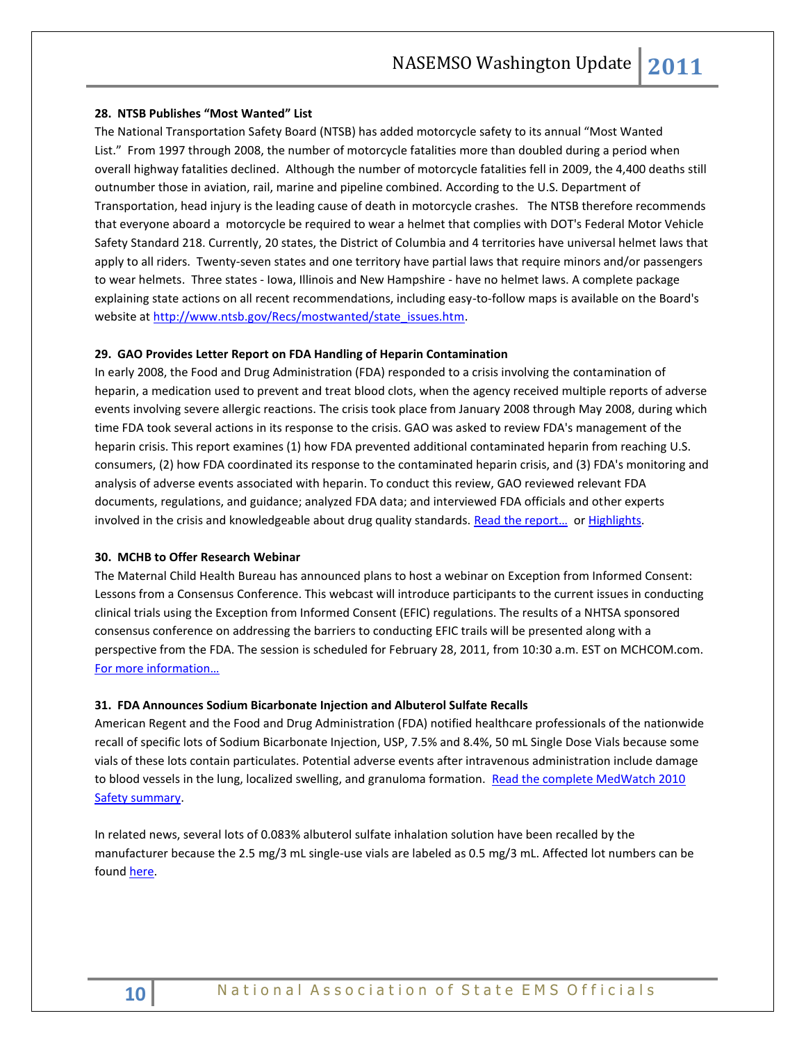### 28. NTSB Publishes "Most Wanted" List

The National Transportation Safety Board (NTSB) has added motorcycle safety to its annual "Most Wanted List." From 1997 through 2008, the number of motorcycle fatalities more than doubled during a period when overall highway fatalities declined. Although the number of motorcycle fatalities fell in 2009, the 4,400 deaths still outnumber those in aviation, rail, marine and pipeline combined. According to the U.S. Department of Transportation, head injury is the leading cause of death in motorcycle crashes. The NTSB therefore recommends that everyone aboard a motorcycle be required to wear a helmet that complies with DOT's Federal Motor Vehicle Safety Standard 218. Currently, 20 states, the District of Columbia and 4 territories have universal helmet laws that apply to all riders. Twenty-seven states and one territory have partial laws that require minors and/or passengers to wear helmets. Three states - Iowa, Illinois and New Hampshire - have no helmet laws. A complete package explaining state actions on all recent recommendations, including easy-to-follow maps is available on the Board's website at [http://www.ntsb.gov/Recs/mostwanted/state_issues.htm](http://www.ntsb.gov/Recs/mostwanted/state_issues.htm).

### 29. GAO Provides Letter Report on FDA Handling of Heparin Contamination

In early 2008, the Food and Drug Administration (FDA) responded to a crisis involving the contamination of heparin, a medication used to prevent and treat blood clots, when the agency received multiple reports of adverse events involving severe allergic reactions. The crisis took place from January 2008 through May 2008, during which time FDA took several actions in its response to the crisis. GAO was asked to review FDA's management of the heparin crisis. This report examines (1) how FDA prevented additional contaminated heparin from reaching U.S. consumers, (2) how FDA coordinated its response to the contaminated heparin crisis, and (3) FDA's monitoring and analysis of adverse events associated with heparin. To conduct this review, GAO reviewed relevant FDA documents, regulations, and guidance; analyzed FDA data; and interviewed FDA officials and other experts involved in the crisis and knowledgeable about drug quality standards. Read the report… or Highlights.

### 30. MCHB to Offer Research Webinar

The Maternal Child Health Bureau has announced plans to host a webinar on Exception from Informed Consent: Lessons from a Consensus Conference. This webcast will introduce participants to the current issues in conducting clinical trials using the Exception from Informed Consent (EFIC) regulations. The results of a NHTSA sponsored consensus conference on addressing the barriers to conducting EFIC trails will be presented along with a perspective from the FDA. The session is scheduled for February 28, 2011, from 10:30 a.m. EST on MCHCOM.com. For more information…

### 31. FDA Announces Sodium Bicarbonate Injection and Albuterol Sulfate Recalls

American Regent and the Food and Drug Administration (FDA) notified healthcare professionals of the nationwide recall of specific lots of Sodium Bicarbonate Injection, USP, 7.5% and 8.4%, 50 mL Single Dose Vials because some vials of these lots contain particulates. Potential adverse events after intravenous administration include damage to blood vessels in the lung, localized swelling, and granuloma formation. Read the complete MedWatch 2010 Safety summary.

In related news, several lots of 0.083% albuterol sulfate inhalation solution have been recalled by the manufacturer because the 2.5 mg/3 mL single-use vials are labeled as 0.5 mg/3 mL. Affected lot numbers can be found here.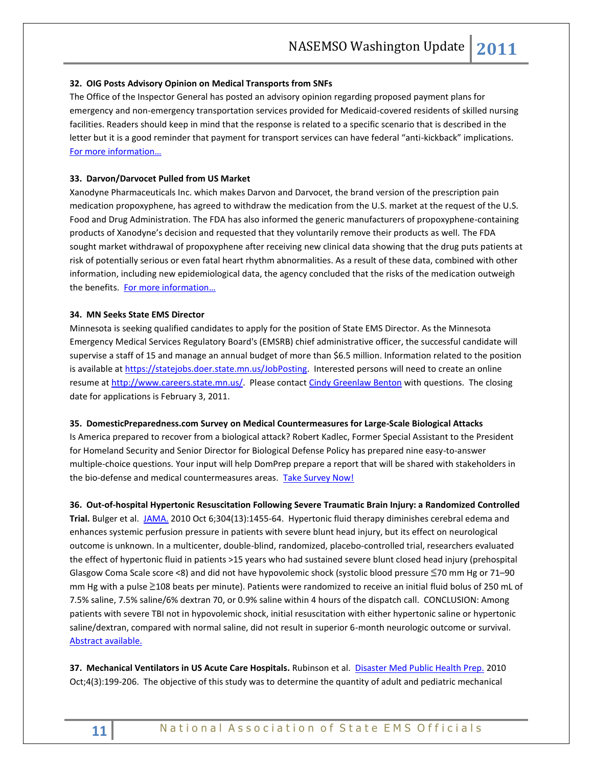**32. OIG Posts Advisory Opinion on Medical Transports from SNFs**

The Office of the Inspector General has posted an advisory opinion regarding proposed payment plans for emergency and non-emergency transportation services provided for Medicaid-covered residents of skilled nursing facilities. Readers should keep in mind that the response is related to a specific scenario that is described in the letter but it is a good reminder that payment for transport services can have federal "anti-kickback" implications. For more information…

**33. Darvon/Darvocet Pulled from US Market**

Xanodyne Pharmaceuticals Inc. which makes Darvon and Darvocet, the brand version of the prescription pain medication propoxyphene, has agreed to withdraw the medication from the U.S. market at the request of the U.S. Food and Drug Administration. The FDA has also informed the generic manufacturers of propoxyphene-containing products of Xanodyne's decision and requested that they voluntarily remove their products as well. The FDA sought market withdrawal of propoxyphene after receiving new clinical data showing that the drug puts patients at risk of potentially serious or even fatal heart rhythm abnormalities. As a result of these data, combined with other information, including new epidemiological data, the agency concluded that the risks of the medication outweigh the benefits. For more information…

**34. MN Seeks State EMS Director**

Minnesota is seeking qualified candidates to apply for the position of State EMS Director. As the Minnesota Emergency Medical Services Regulatory Board's (EMSRB) chief administrative officer, the successful candidate will supervise a staff of 15 and manage an annual budget of more than $6.5 million. Information related to the position is available at https://statejobs.doer.state.mn.us/JobPosting. Interested persons will need to create an online resume at http://www.careers.state.mn.us/. Please contact Cindy Greenlaw Benton with questions. The closing date for applications is February 3, 2011.

**35. DomesticPreparedness.com Survey on Medical Countermeasures for Large-Scale Biological Attacks**

Is America prepared to recover from a biological attack? Robert Kadlec, Former Special Assistant to the President for Homeland Security and Senior Director for Biological Defense Policy has prepared nine easy-to-answer multiple-choice questions. Your input will help DomPrep prepare a report that will be shared with stakeholders in the bio-defense and medical countermeasures areas. Take Survey Now!

**36. Out-of-hospital Hypertonic Resuscitation Following Severe Traumatic Brain Injury: a Randomized Controlled Trial.** Bulger et al. JAMA. 2010 Oct 6;304(13):1455-64. Hypertonic fluid therapy diminishes cerebral edema and enhances systemic perfusion pressure in patients with severe blunt head injury, but its effect on neurological outcome is unknown. In a multicenter, double-blind, randomized, placebo-controlled trial, researchers evaluated the effect of hypertonic fluid in patients >15 years who had sustained severe blunt closed head injury (prehospital Glasgow Coma Scale score <8) and did not have hypovolemic shock (systolic blood pressure ≤70 mm Hg or 71–90 mm Hg with a pulse ≥108 beats per minute). Patients were randomized to receive an initial fluid bolus of 250 mL of 7.5% saline, 7.5% saline/6% dextran 70, or 0.9% saline within 4 hours of the dispatch call. CONCLUSION: Among patients with severe TBI not in hypovolemic shock, initial resuscitation with either hypertonic saline or hypertonic saline/dextran, compared with normal saline, did not result in superior 6-month neurologic outcome or survival. Abstract available.

**37. Mechanical Ventilators in US Acute Care Hospitals.** Rubinson et al. Disaster Med Public Health Prep. 2010 Oct;4(3):199-206. The objective of this study was to determine the quantity of adult and pediatric mechanical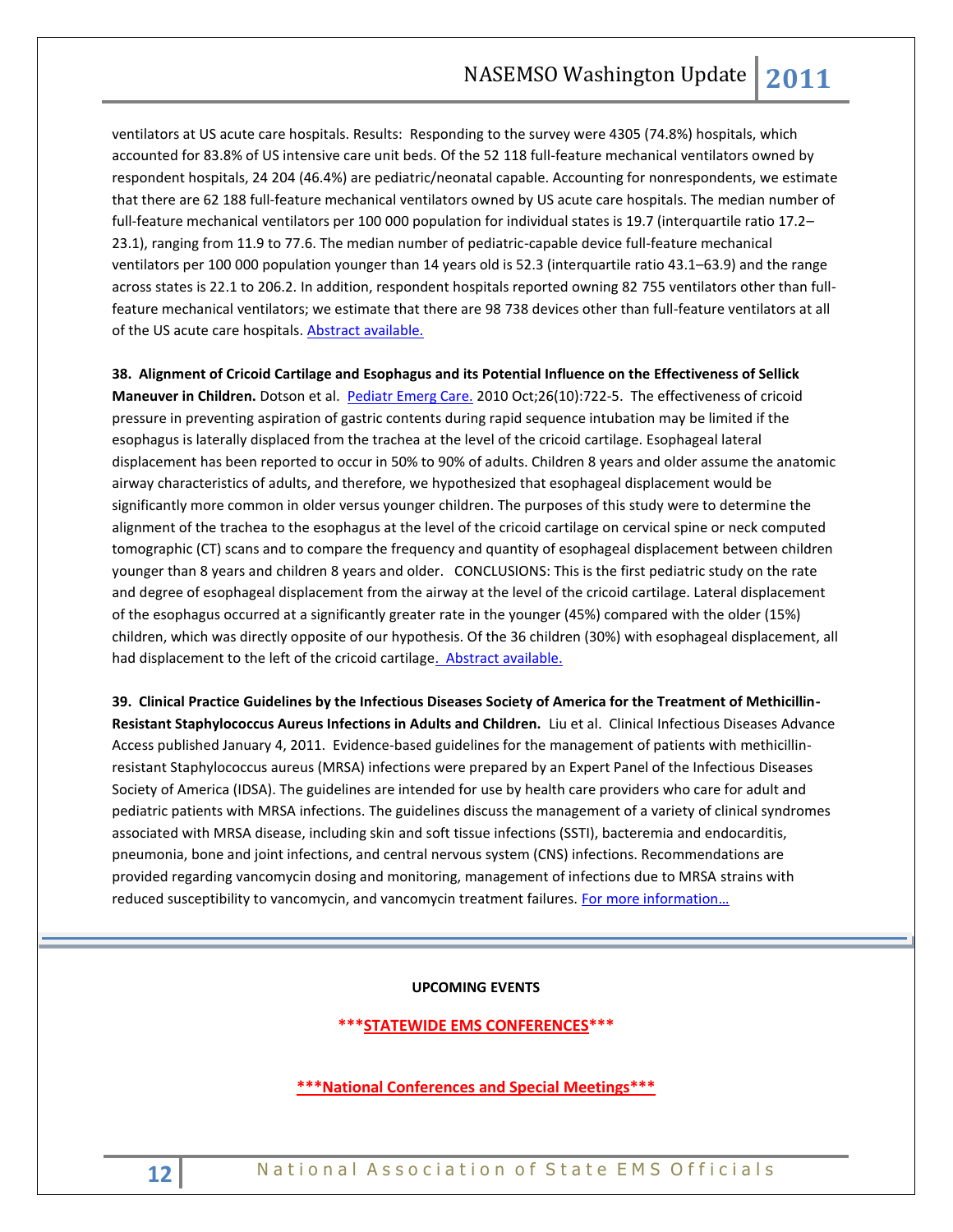ventilators at US acute care hospitals. Results: Responding to the survey were 4305 (74.8%) hospitals, which accounted for 83.8% of US intensive care unit beds. Of the 52 118 full-feature mechanical ventilators owned by respondent hospitals, 24 204 (46.4%) are pediatric/neonatal capable. Accounting for nonrespondents, we estimate that there are 62 188 full-feature mechanical ventilators owned by US acute care hospitals. The median number of full-feature mechanical ventilators per 100 000 population for individual states is 19.7 (interquartile ratio 17.2–23.1), ranging from 11.9 to 77.6. The median number of pediatric-capable device full-feature mechanical ventilators per 100 000 population younger than 14 years old is 52.3 (interquartile ratio 43.1–63.9) and the range across states is 22.1 to 206.2. In addition, respondent hospitals reported owning 82 755 ventilators other than full-feature mechanical ventilators; we estimate that there are 98 738 devices other than full-feature ventilators at all of the US acute care hospitals. Abstract available.

**38. Alignment of Cricoid Cartilage and Esophagus and its Potential Influence on the Effectiveness of Sellick Maneuver in Children.** Dotson et al. Pediatr Emerg Care. 2010 Oct;26(10):722-5. The effectiveness of cricoid pressure in preventing aspiration of gastric contents during rapid sequence intubation may be limited if the esophagus is laterally displaced from the trachea at the level of the cricoid cartilage. Esophageal lateral displacement has been reported to occur in 50% to 90% of adults. Children 8 years and older assume the anatomic airway characteristics of adults, and therefore, we hypothesized that esophageal displacement would be significantly more common in older versus younger children. The purposes of this study were to determine the alignment of the trachea to the esophagus at the level of the cricoid cartilage on cervical spine or neck computed tomographic (CT) scans and to compare the frequency and quantity of esophageal displacement between children younger than 8 years and children 8 years and older. CONCLUSIONS: This is the first pediatric study on the rate and degree of esophageal displacement from the airway at the level of the cricoid cartilage. Lateral displacement of the esophagus occurred at a significantly greater rate in the younger (45%) compared with the older (15%) children, which was directly opposite of our hypothesis. Of the 36 children (30%) with esophageal displacement, all had displacement to the left of the cricoid cartilage. Abstract available.

**39. Clinical Practice Guidelines by the Infectious Diseases Society of America for the Treatment of Methicillin-Resistant Staphylococcus Aureus Infections in Adults and Children.** Liu et al. Clinical Infectious Diseases Advance Access published January 4, 2011. Evidence-based guidelines for the management of patients with methicillin-resistant Staphylococcus aureus (MRSA) infections were prepared by an Expert Panel of the Infectious Diseases Society of America (IDSA). The guidelines are intended for use by health care providers who care for adult and pediatric patients with MRSA infections. The guidelines discuss the management of a variety of clinical syndromes associated with MRSA disease, including skin and soft tissue infections (SSTI), bacteremia and endocarditis, pneumonia, bone and joint infections, and central nervous system (CNS) infections. Recommendations are provided regarding vancomycin dosing and monitoring, management of infections due to MRSA strains with reduced susceptibility to vancomycin, and vancomycin treatment failures. For more information…

---

## UPCOMING EVENTS

**\*\*\*STATEWIDE EMS CONFERENCES\*\*\***

**\*\*\*National Conferences and Special Meetings\*\*\***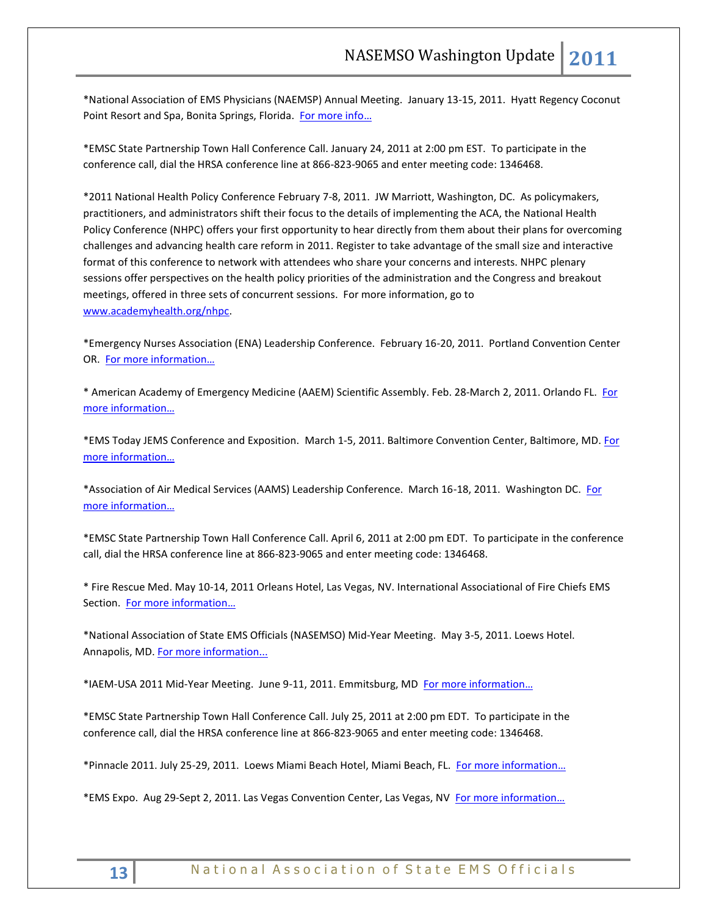*National Association of EMS Physicians (NAEMSP) Annual Meeting. January 13-15, 2011. Hyatt Regency Coconut Point Resort and Spa, Bonita Springs, Florida. For more info…

*EMSC State Partnership Town Hall Conference Call. January 24, 2011 at 2:00 pm EST. To participate in the conference call, dial the HRSA conference line at 866-823-9065 and enter meeting code: 1346468.

*2011 National Health Policy Conference February 7-8, 2011. JW Marriott, Washington, DC. As policymakers, practitioners, and administrators shift their focus to the details of implementing the ACA, the National Health Policy Conference (NHPC) offers your first opportunity to hear directly from them about their plans for overcoming challenges and advancing health care reform in 2011. Register to take advantage of the small size and interactive format of this conference to network with attendees who share your concerns and interests. NHPC plenary sessions offer perspectives on the health policy priorities of the administration and the Congress and breakout meetings, offered in three sets of concurrent sessions. For more information, go to www.academyhealth.org/nhpc.

*Emergency Nurses Association (ENA) Leadership Conference. February 16-20, 2011. Portland Convention Center OR. For more information…

* American Academy of Emergency Medicine (AAEM) Scientific Assembly. Feb. 28-March 2, 2011. Orlando FL. For more information…

*EMS Today JEMS Conference and Exposition. March 1-5, 2011. Baltimore Convention Center, Baltimore, MD. For more information…

*Association of Air Medical Services (AAMS) Leadership Conference. March 16-18, 2011. Washington DC. For more information…

*EMSC State Partnership Town Hall Conference Call. April 6, 2011 at 2:00 pm EDT. To participate in the conference call, dial the HRSA conference line at 866-823-9065 and enter meeting code: 1346468.

* Fire Rescue Med. May 10-14, 2011 Orleans Hotel, Las Vegas, NV. International Associational of Fire Chiefs EMS Section. For more information…

*National Association of State EMS Officials (NASEMSO) Mid-Year Meeting. May 3-5, 2011. Loews Hotel. Annapolis, MD. For more information...

*IAEM-USA 2011 Mid-Year Meeting. June 9-11, 2011. Emmitsburg, MD For more information…

*EMSC State Partnership Town Hall Conference Call. July 25, 2011 at 2:00 pm EDT. To participate in the conference call, dial the HRSA conference line at 866-823-9065 and enter meeting code: 1346468.

*Pinnacle 2011. July 25-29, 2011. Loews Miami Beach Hotel, Miami Beach, FL. For more information…

*EMS Expo. Aug 29-Sept 2, 2011. Las Vegas Convention Center, Las Vegas, NV For more information…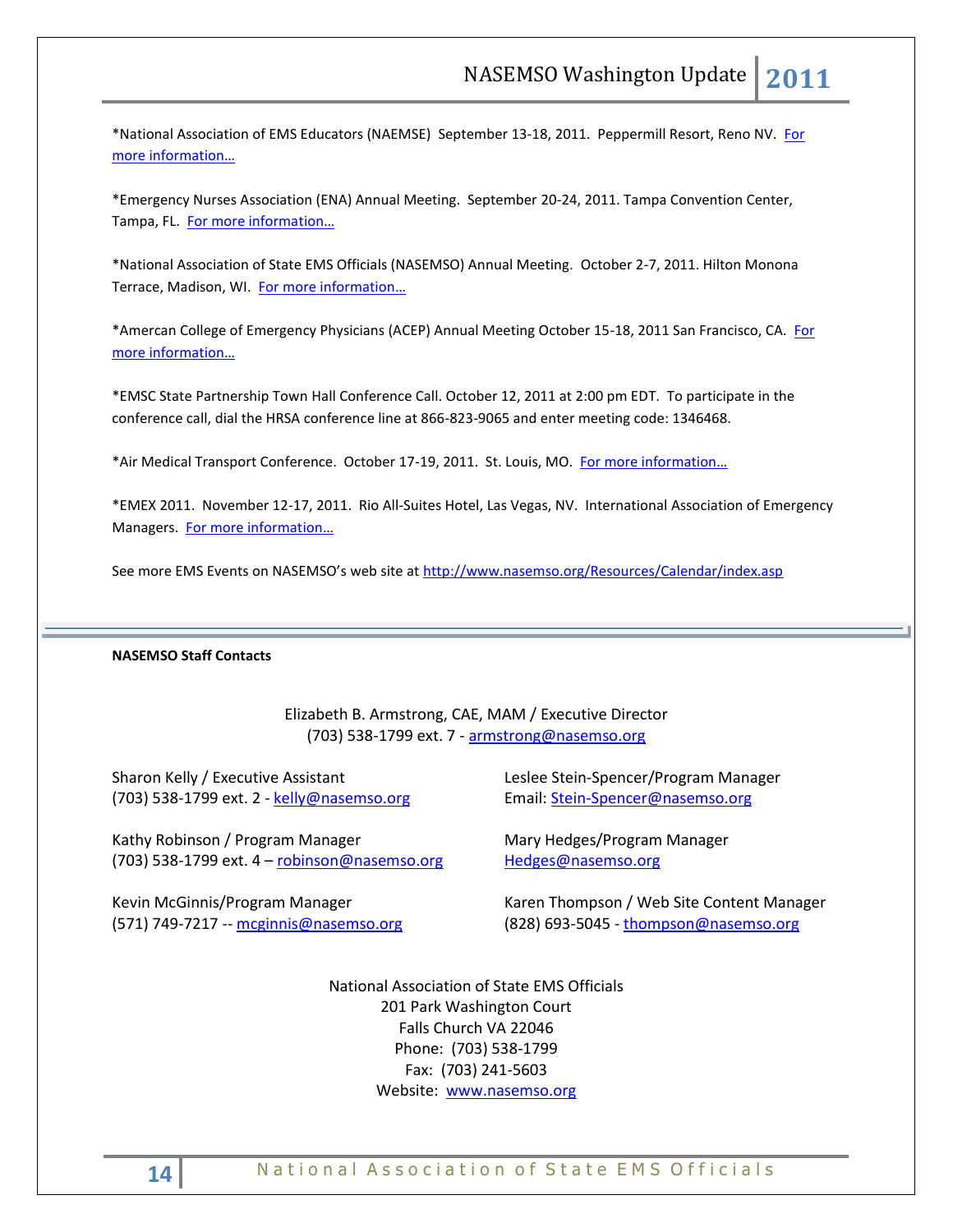*National Association of EMS Educators (NAEMSE) September 13-18, 2011. Peppermill Resort, Reno NV. [For more information…]()

*Emergency Nurses Association (ENA) Annual Meeting. September 20-24, 2011. Tampa Convention Center, Tampa, FL. [For more information…]()

*National Association of State EMS Officials (NASEMSO) Annual Meeting. October 2-7, 2011. Hilton Monona Terrace, Madison, WI. [For more information…]()

*Amercan College of Emergency Physicians (ACEP) Annual Meeting October 15-18, 2011 San Francisco, CA. [For more information…]()

*EMSC State Partnership Town Hall Conference Call. October 12, 2011 at 2:00 pm EDT. To participate in the conference call, dial the HRSA conference line at 866-823-9065 and enter meeting code: 1346468.

*Air Medical Transport Conference. October 17-19, 2011. St. Louis, MO. [For more information…]()

*EMEX 2011. November 12-17, 2011. Rio All-Suites Hotel, Las Vegas, NV. International Association of Emergency Managers. [For more information…]()

See more EMS Events on NASEMSO's web site at http://www.nasemso.org/Resources/Calendar/index.asp

---

**NASEMSO Staff Contacts**

Elizabeth B. Armstrong, CAE, MAM / Executive Director
(703) 538-1799 ext. 7 - armstrong@nasemso.org

Sharon Kelly / Executive Assistant
(703) 538-1799 ext. 2 - kelly@nasemso.org

Leslee Stein-Spencer/Program Manager
Email: Stein-Spencer@nasemso.org

Kathy Robinson / Program Manager
(703) 538-1799 ext. 4 – robinson@nasemso.org

Mary Hedges/Program Manager
Hedges@nasemso.org

Kevin McGinnis/Program Manager
(571) 749-7217 -- mcginnis@nasemso.org

Karen Thompson / Web Site Content Manager
(828) 693-5045 - thompson@nasemso.org

National Association of State EMS Officials
201 Park Washington Court
Falls Church VA 22046
Phone: (703) 538-1799
Fax: (703) 241-5603
Website: www.nasemso.org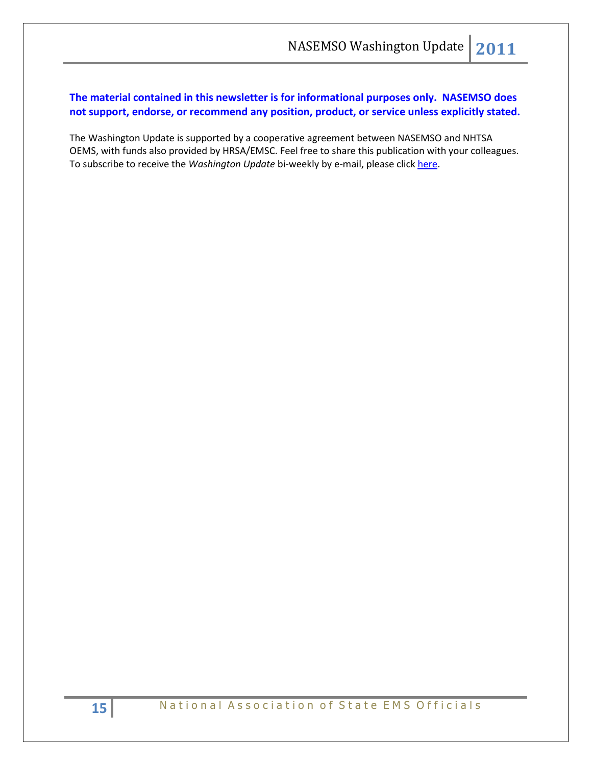**The material contained in this newsletter is for informational purposes only. NASEMSO does not support, endorse, or recommend any position, product, or service unless explicitly stated.**

The Washington Update is supported by a cooperative agreement between NASEMSO and NHTSA OEMS, with funds also provided by HRSA/EMSC. Feel free to share this publication with your colleagues. To subscribe to receive the *Washington Update* bi-weekly by e-mail, please click here.